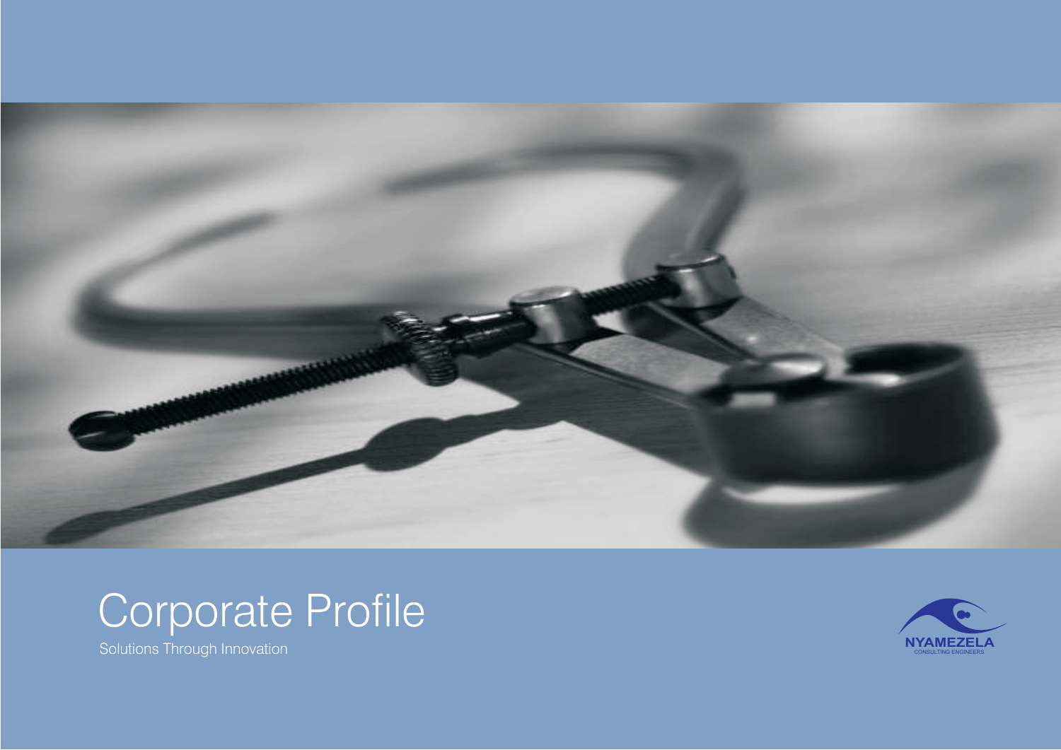# Corporate Profile

Solutions Through Innovation

NYAMEZELA

CONSULTING ENGINEERS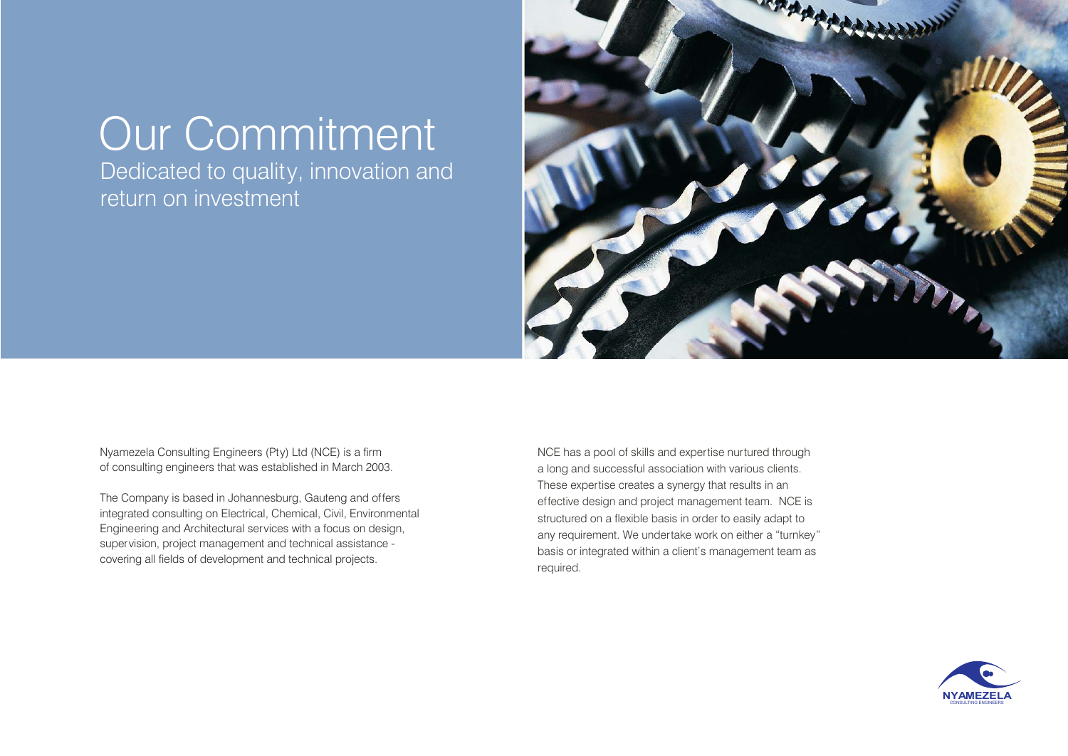# Our Commitment

## Dedicated to quality, innovation and return on investment

Nyamezela Consulting Engineers (Pty) Ltd (NCE) is a firm of consulting engineers that was established in March 2003.

The Company is based in Johannesburg, Gauteng and offers integrated consulting on Electrical, Chemical, Civil, Environmental Engineering and Architectural services with a focus on design, supervision, project management and technical assistance - covering all fields of development and technical projects.

NCE has a pool of skills and expertise nurtured through a long and successful association with various clients. These expertise creates a synergy that results in an effective design and project management team. NCE is structured on a flexible basis in order to easily adapt to any requirement. We undertake work on either a "turnkey" basis or integrated within a client's management team as required.

NYAMEZELA
CONSULTING ENGINEERS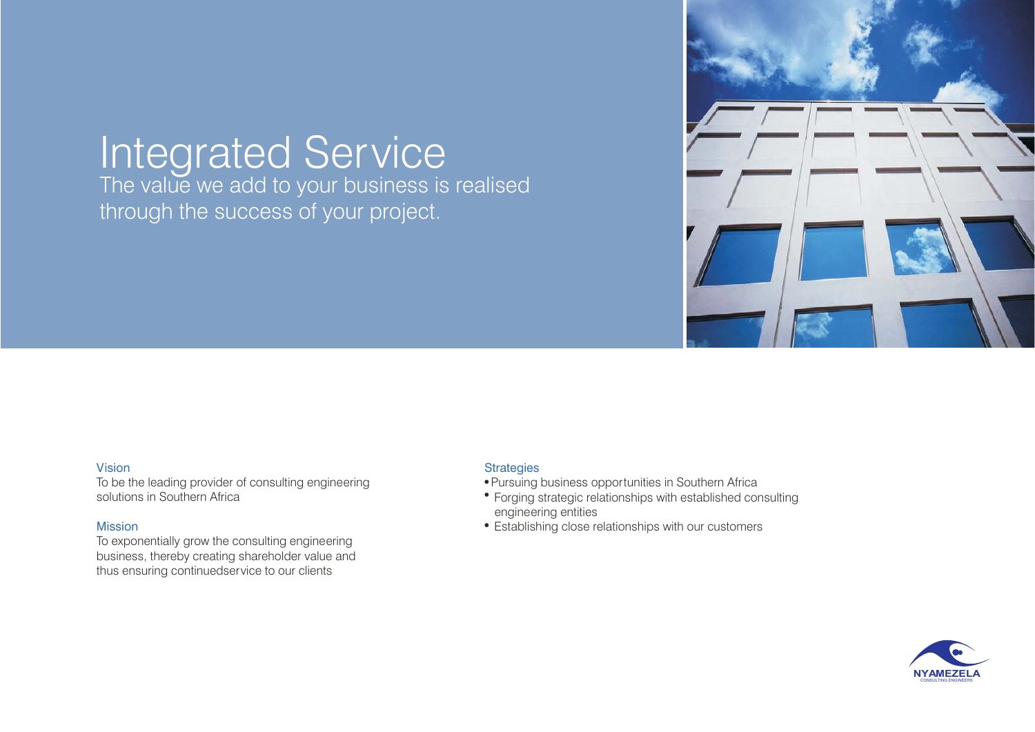# Integrated Service

The value we add to your business is realised through the success of your project.

### Vision

To be the leading provider of consulting engineering solutions in Southern Africa

### Mission

To exponentially grow the consulting engineering business, thereby creating shareholder value and thus ensuring continuedservice to our clients

### Strategies

- Pursuing business opportunities in Southern Africa
- Forging strategic relationships with established consulting engineering entities
- Establishing close relationships with our customers

NYAMEZELA
CONSULTING ENGINEERS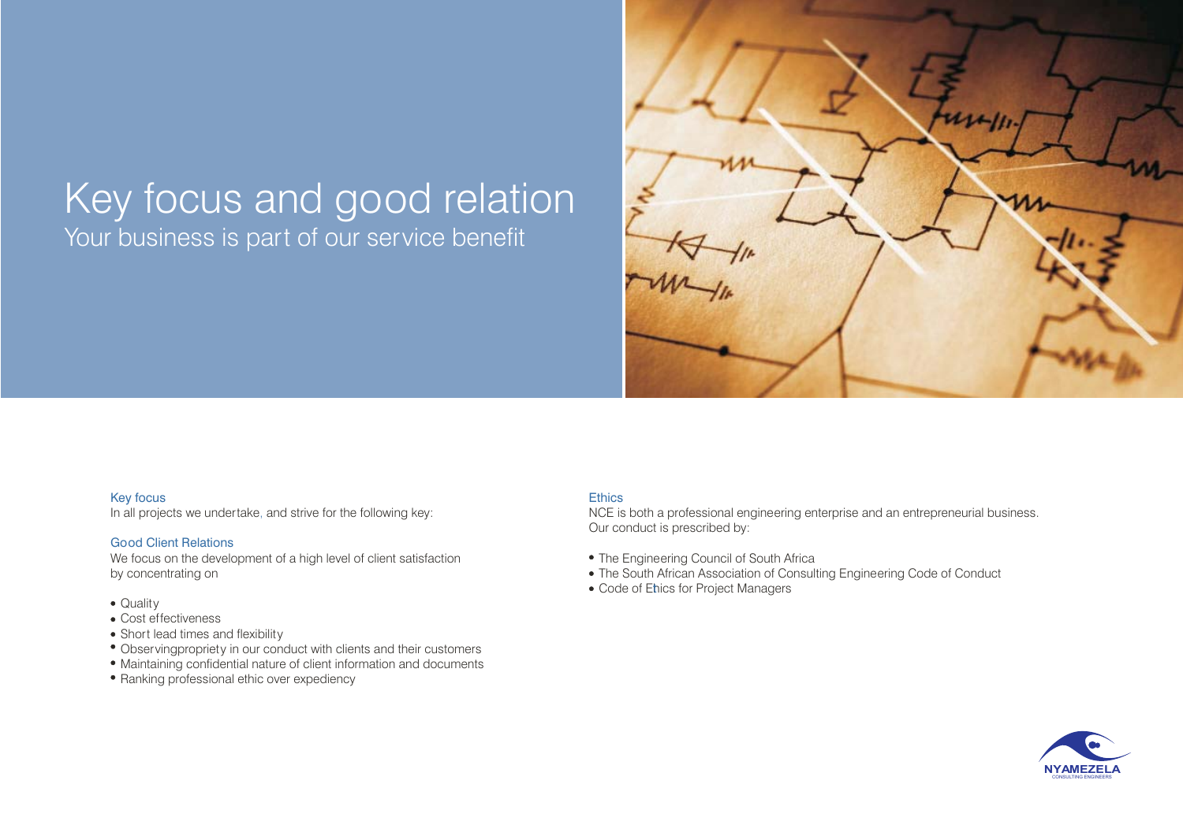# Key focus and good relation

## Your business is part of our service benefit

### Key focus

In all projects we undertake, and strive for the following key:

### Good Client Relations

We focus on the development of a high level of client satisfaction by concentrating on

- Quality
- Cost effectiveness
- Short lead times and flexibility
- Observingpropriety in our conduct with clients and their customers
- Maintaining confidential nature of client information and documents
- Ranking professional ethic over expediency

### Ethics

NCE is both a professional engineering enterprise and an entrepreneurial business. Our conduct is prescribed by:

- The Engineering Council of South Africa
- The South African Association of Consulting Engineering Code of Conduct
- Code of Ethics for Project Managers

NYAMEZELA
CONSULTING ENGINEERS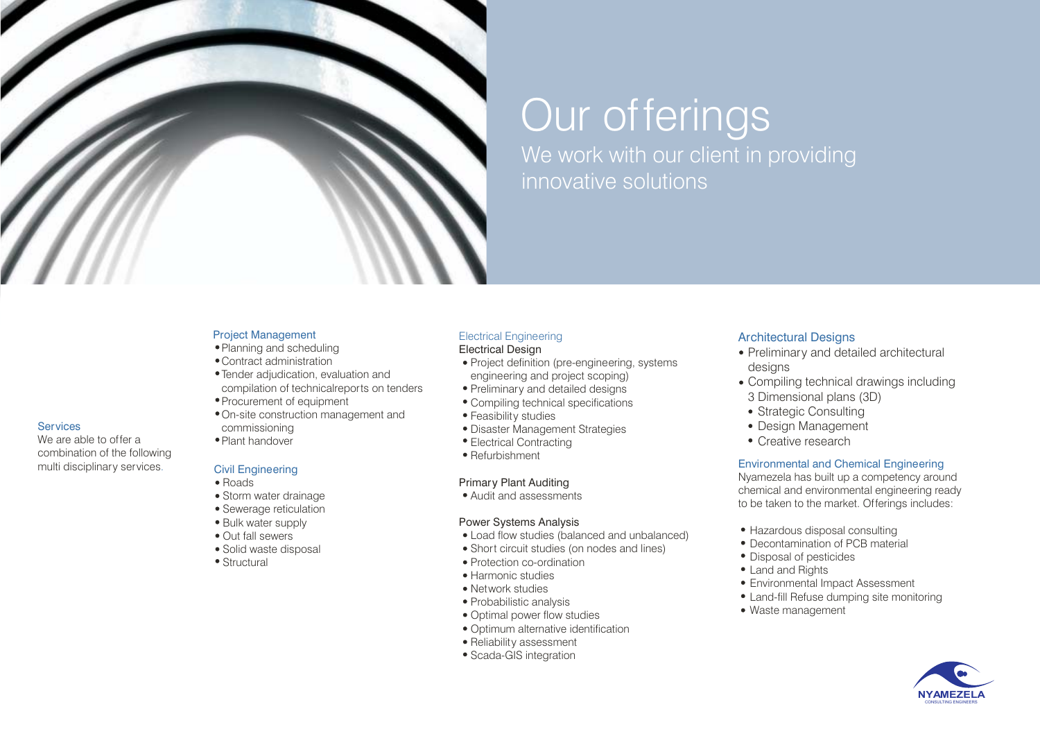# Our offerings

We work with our client in providing innovative solutions

### Services

We are able to offer a combination of the following multi disciplinary services.

### Project Management

- Planning and scheduling
- Contract administration
- Tender adjudication, evaluation and compilation of technicalreports on tenders
- Procurement of equipment
- On-site construction management and commissioning
- Plant handover

### Civil Engineering

- Roads
- Storm water drainage
- Sewerage reticulation
- Bulk water supply
- Out fall sewers
- Solid waste disposal
- Structural

### Electrical Engineering

**Electrical Design**

- Project definition (pre-engineering, systems engineering and project scoping)
- Preliminary and detailed designs
- Compiling technical specifications
- Feasibility studies
- Disaster Management Strategies
- Electrical Contracting
- Refurbishment

**Primary Plant Auditing**

- Audit and assessments

**Power Systems Analysis**

- Load flow studies (balanced and unbalanced)
- Short circuit studies (on nodes and lines)
- Protection co-ordination
- Harmonic studies
- Network studies
- Probabilistic analysis
- Optimal power flow studies
- Optimum alternative identification
- Reliability assessment
- Scada-GIS integration

### Architectural Designs

- Preliminary and detailed architectural designs
- Compiling technical drawings including 3 Dimensional plans (3D)
  - Strategic Consulting
  - Design Management
  - Creative research

### Environmental and Chemical Engineering

Nyamezela has built up a competency around chemical and environmental engineering ready to be taken to the market. Offerings includes:

- Hazardous disposal consulting
- Decontamination of PCB material
- Disposal of pesticides
- Land and Rights
- Environmental Impact Assessment
- Land-fill Refuse dumping site monitoring
- Waste management

NYAMEZELA
CONSULTING ENGINEERS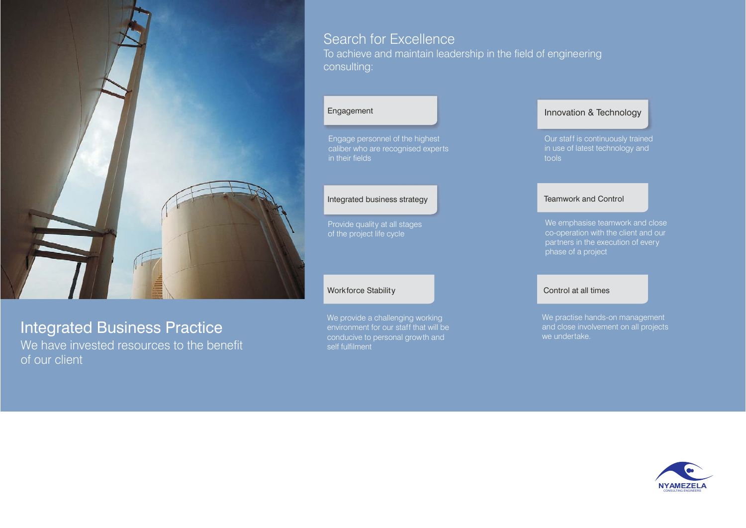## Integrated Business Practice

We have invested resources to the benefit of our client

## Search for Excellence

To achieve and maintain leadership in the field of engineering consulting:

### Engagement

Engage personnel of the highest caliber who are recognised experts in their fields

### Integrated business strategy

Provide quality at all stages of the project life cycle

### Workforce Stability

We provide a challenging working environment for our staff that will be conducive to personal growth and self fulfilment

### Innovation & Technology

Our staff is continuously trained in use of latest technology and tools

### Teamwork and Control

We emphasise teamwork and close co-operation with the client and our partners in the execution of every phase of a project

### Control at all times

We practise hands-on management and close involvement on all projects we undertake.

NYAMEZELA
CONSULTING ENGINEERS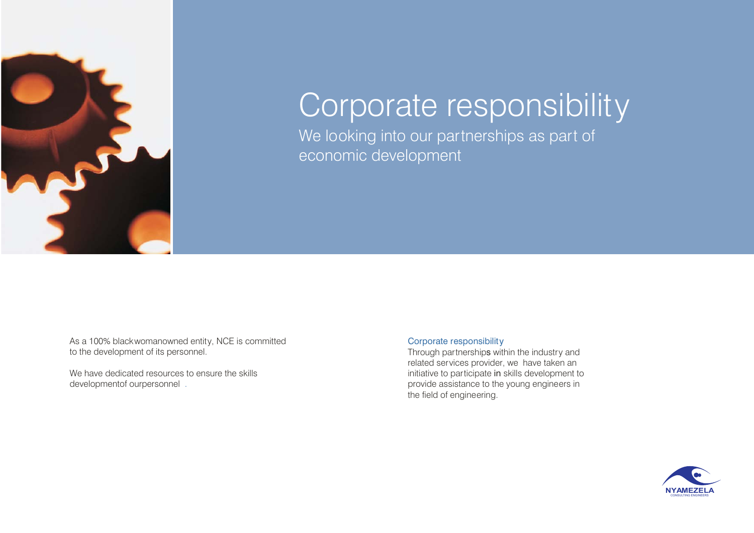# Corporate responsibility

We looking into our partnerships as part of economic development

As a 100% blackwomanowned entity, NCE is committed to the development of its personnel.

We have dedicated resources to ensure the skills developmentof ourpersonnel .

## Corporate responsibility

Through partnerships within the industry and related services provider, we have taken an initiative to participate in skills development to provide assistance to the young engineers in the field of engineering.

NYAMEZELA
CONSULTING ENGINEERS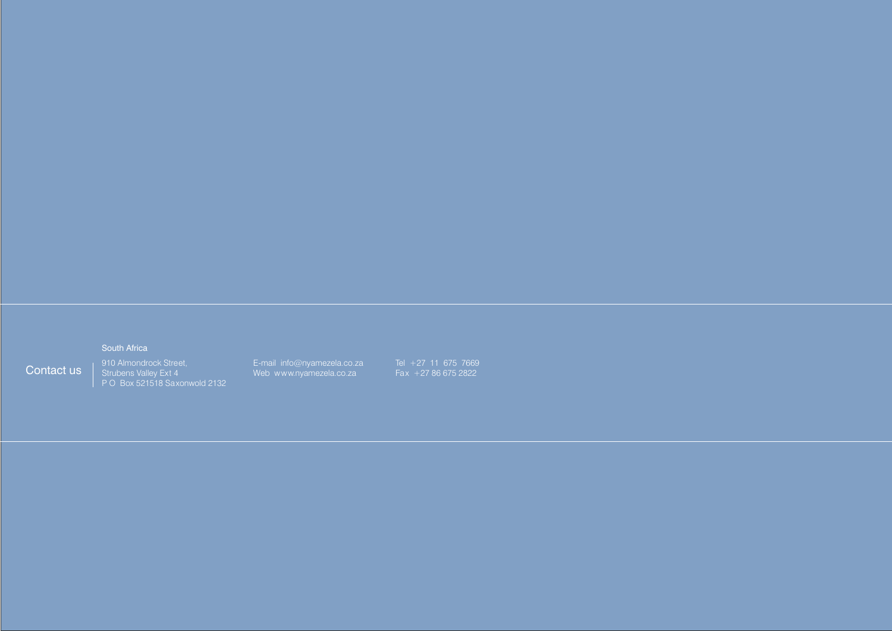Contact us

South Africa

910 Almondrock Street,
Strubens Valley Ext 4
P O Box 521518 Saxonwold 2132

E-mail info@nyamezela.co.za
Web www.nyamezela.co.za

Tel +27 11 675 7669
Fax +27 86 675 2822